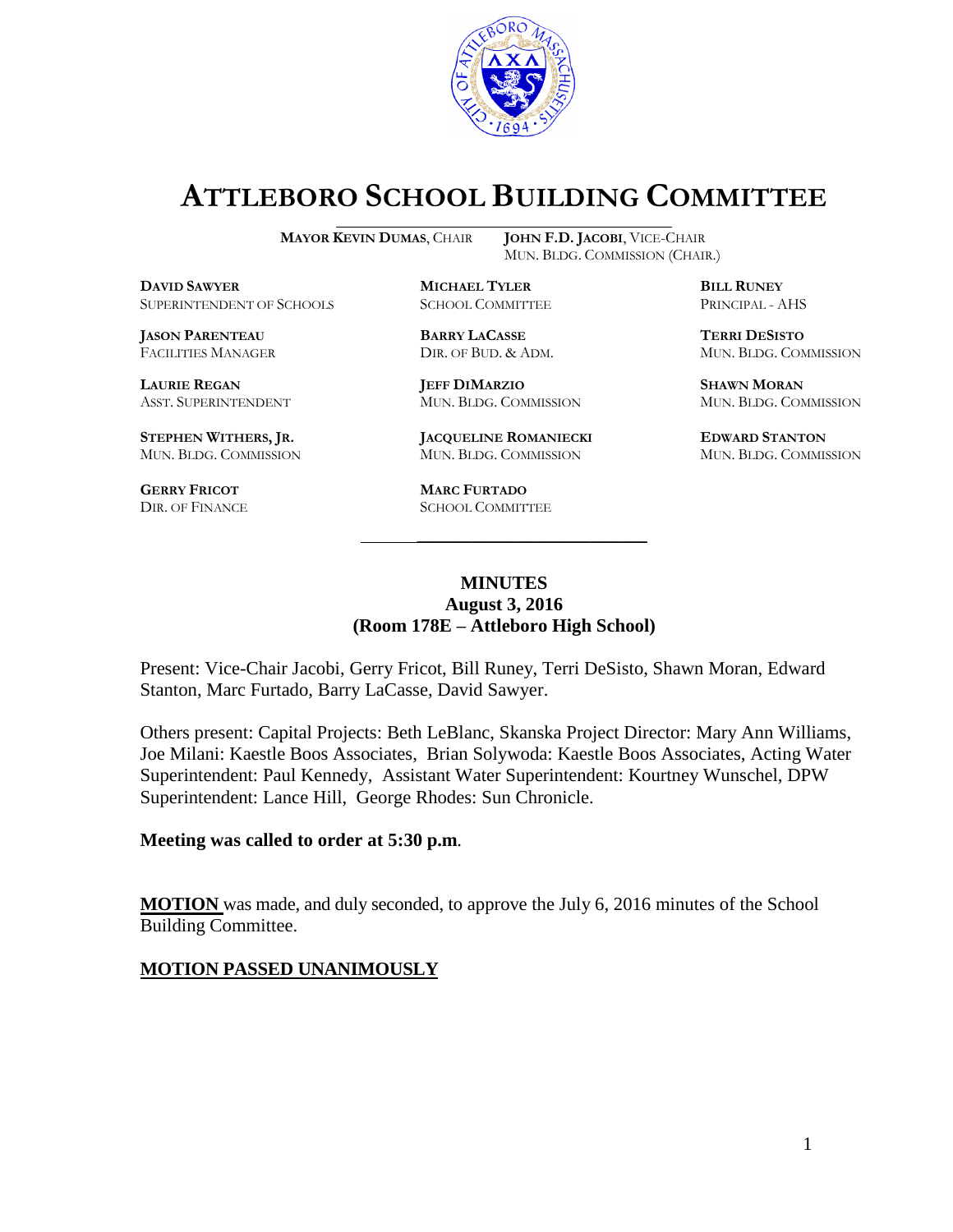# ATTLEBORO SCHOOL BUILDING COMMITTEE

**MAYOR KEVIN DUMAS**, CHAIR    **JOHN F.D. JACOBI**, VICE-CHAIR
MUN. BLDG. COMMISSION (CHAIR.)

**DAVID SAWYER**
SUPERINTENDENT OF SCHOOLS

**MICHAEL TYLER**
SCHOOL COMMITTEE

**BILL RUNEY**
PRINCIPAL - AHS

**JASON PARENTEAU**
FACILITIES MANAGER

**BARRY LACASSE**
DIR. OF BUD. & ADM.

**TERRI DESISTO**
MUN. BLDG. COMMISSION

**LAURIE REGAN**
ASST. SUPERINTENDENT

**JEFF DIMARZIO**
MUN. BLDG. COMMISSION

**SHAWN MORAN**
MUN. BLDG. COMMISSION

**STEPHEN WITHERS, JR.**
MUN. BLDG. COMMISSION

**JACQUELINE ROMANIECKI**
MUN. BLDG. COMMISSION

**EDWARD STANTON**
MUN. BLDG. COMMISSION

**GERRY FRICOT**
DIR. OF FINANCE

**MARC FURTADO**
SCHOOL COMMITTEE

---

**MINUTES**
**August 3, 2016**
**(Room 178E – Attleboro High School)**

Present: Vice-Chair Jacobi, Gerry Fricot, Bill Runey, Terri DeSisto, Shawn Moran, Edward Stanton, Marc Furtado, Barry LaCasse, David Sawyer.

Others present: Capital Projects: Beth LeBlanc, Skanska Project Director: Mary Ann Williams, Joe Milani: Kaestle Boos Associates, Brian Solywoda: Kaestle Boos Associates, Acting Water Superintendent: Paul Kennedy, Assistant Water Superintendent: Kourtney Wunschel, DPW Superintendent: Lance Hill, George Rhodes: Sun Chronicle.

**Meeting was called to order at 5:30 p.m.**

**MOTION** was made, and duly seconded, to approve the July 6, 2016 minutes of the School Building Committee.

**MOTION PASSED UNANIMOUSLY**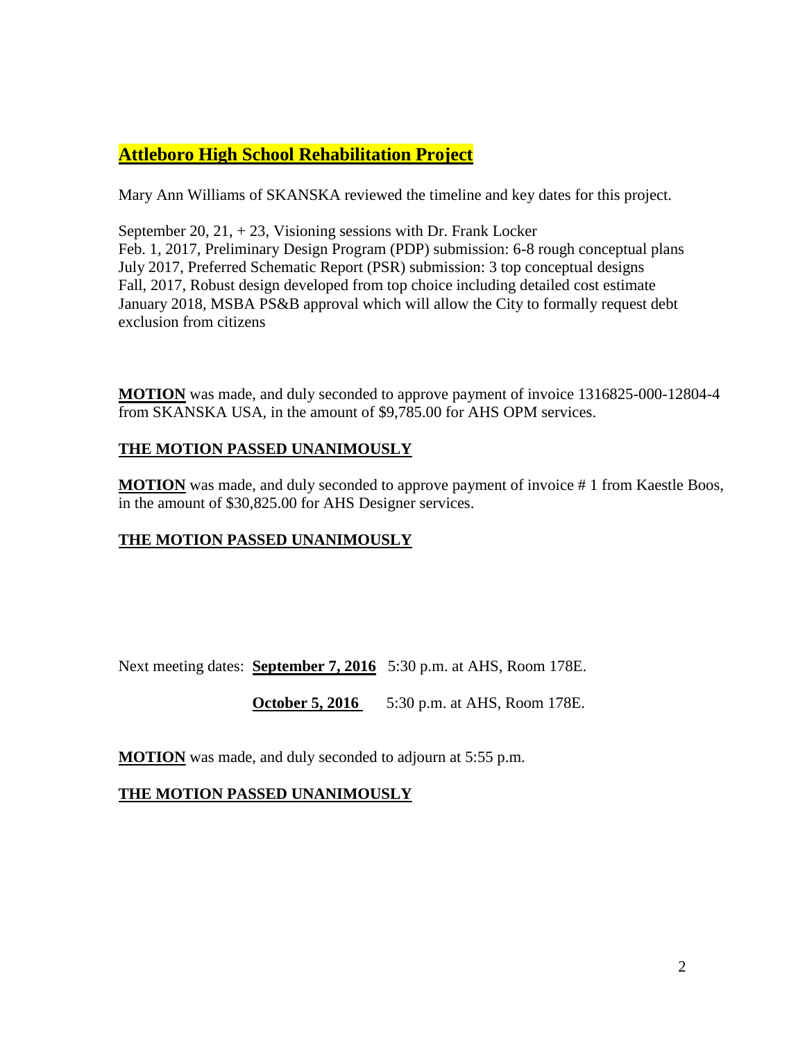## Attleboro High School Rehabilitation Project

Mary Ann Williams of SKANSKA reviewed the timeline and key dates for this project.

September 20, 21, + 23, Visioning sessions with Dr. Frank Locker
Feb. 1, 2017, Preliminary Design Program (PDP) submission: 6-8 rough conceptual plans
July 2017, Preferred Schematic Report (PSR) submission: 3 top conceptual designs
Fall, 2017, Robust design developed from top choice including detailed cost estimate
January 2018, MSBA PS&B approval which will allow the City to formally request debt exclusion from citizens

**MOTION** was made, and duly seconded to approve payment of invoice 1316825-000-12804-4 from SKANSKA USA, in the amount of $9,785.00 for AHS OPM services.

**THE MOTION PASSED UNANIMOUSLY**

**MOTION** was made, and duly seconded to approve payment of invoice # 1 from Kaestle Boos, in the amount of $30,825.00 for AHS Designer services.

**THE MOTION PASSED UNANIMOUSLY**

Next meeting dates: **September 7, 2016** 5:30 p.m. at AHS, Room 178E.

**October 5, 2016** 5:30 p.m. at AHS, Room 178E.

**MOTION** was made, and duly seconded to adjourn at 5:55 p.m.

**THE MOTION PASSED UNANIMOUSLY**